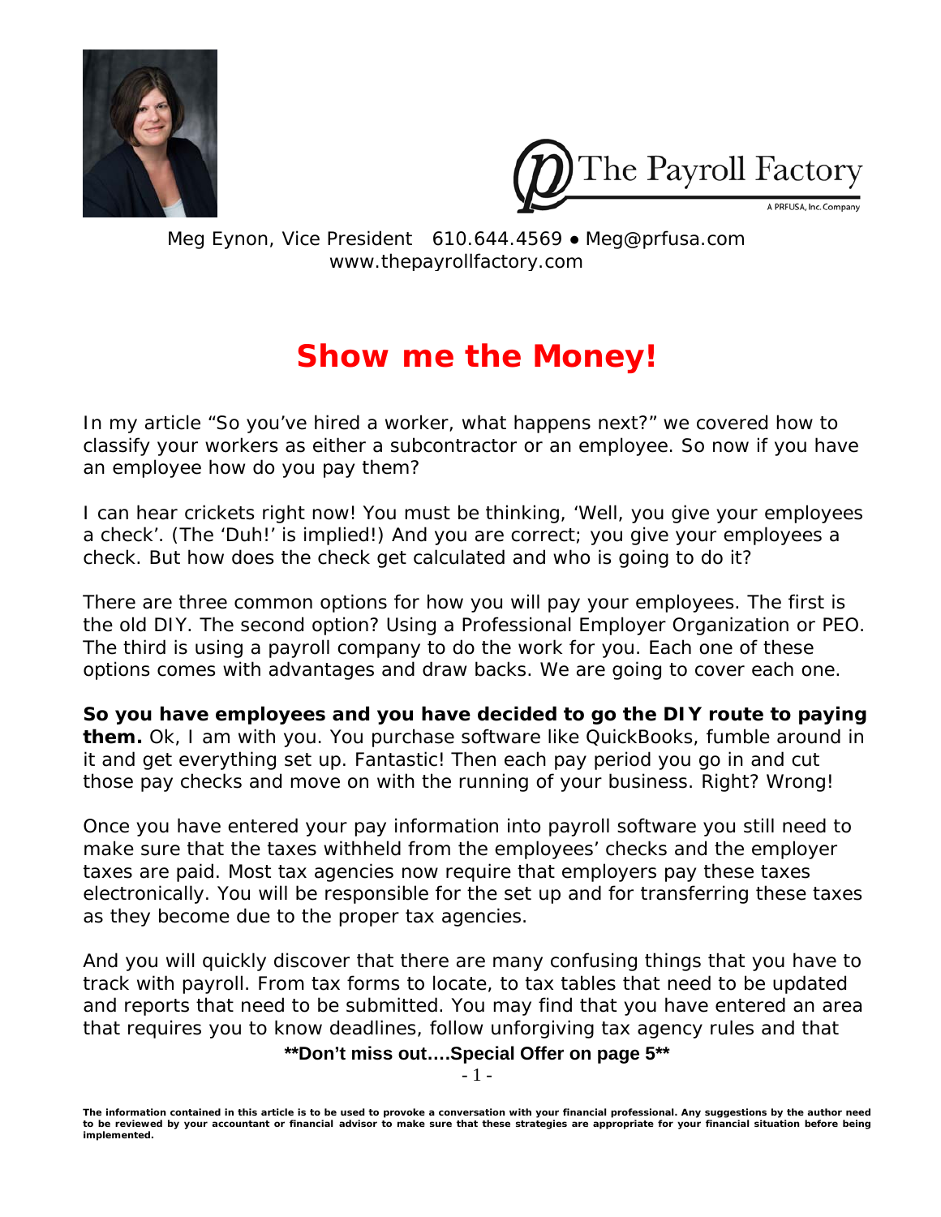The Payroll Factory

A PRFUSA, Inc. Company

Meg Eynon, Vice President 610.644.4569 ● Meg@prfusa.com
www.thepayrollfactory.com

# Show me the Money!

In my article "So you've hired a worker, what happens next?" we covered how to classify your workers as either a subcontractor or an employee. So now if you have an employee how do you pay them?

I can hear crickets right now! You must be thinking, 'Well, you give your employees a check'. (The 'Duh!' is implied!) And you are correct; you give your employees a check. But how does the check get calculated and who is going to do it?

There are three common options for how you will pay your employees. The first is the old DIY. The second option? Using a Professional Employer Organization or PEO. The third is using a payroll company to do the work for you. Each one of these options comes with advantages and draw backs. We are going to cover each one.

**So you have employees and you have decided to go the DIY route to paying them.** Ok, I am with you. You purchase software like QuickBooks, fumble around in it and get everything set up. Fantastic! Then each pay period you go in and cut those pay checks and move on with the running of your business. Right? Wrong!

Once you have entered your pay information into payroll software you still need to make sure that the taxes withheld from the employees' checks and the employer taxes are paid. Most tax agencies now require that employers pay these taxes electronically. You will be responsible for the set up and for transferring these taxes as they become due to the proper tax agencies.

And you will quickly discover that there are many confusing things that you have to track with payroll. From tax forms to locate, to tax tables that need to be updated and reports that need to be submitted. You may find that you have entered an area that requires you to know deadlines, follow unforgiving tax agency rules and that

**\*\*Don't miss out….Special Offer on page 5\*\***

**The information contained in this article is to be used to provoke a conversation with your financial professional. Any suggestions by the author need to be reviewed by your accountant or financial advisor to make sure that these strategies are appropriate for your financial situation before being implemented.**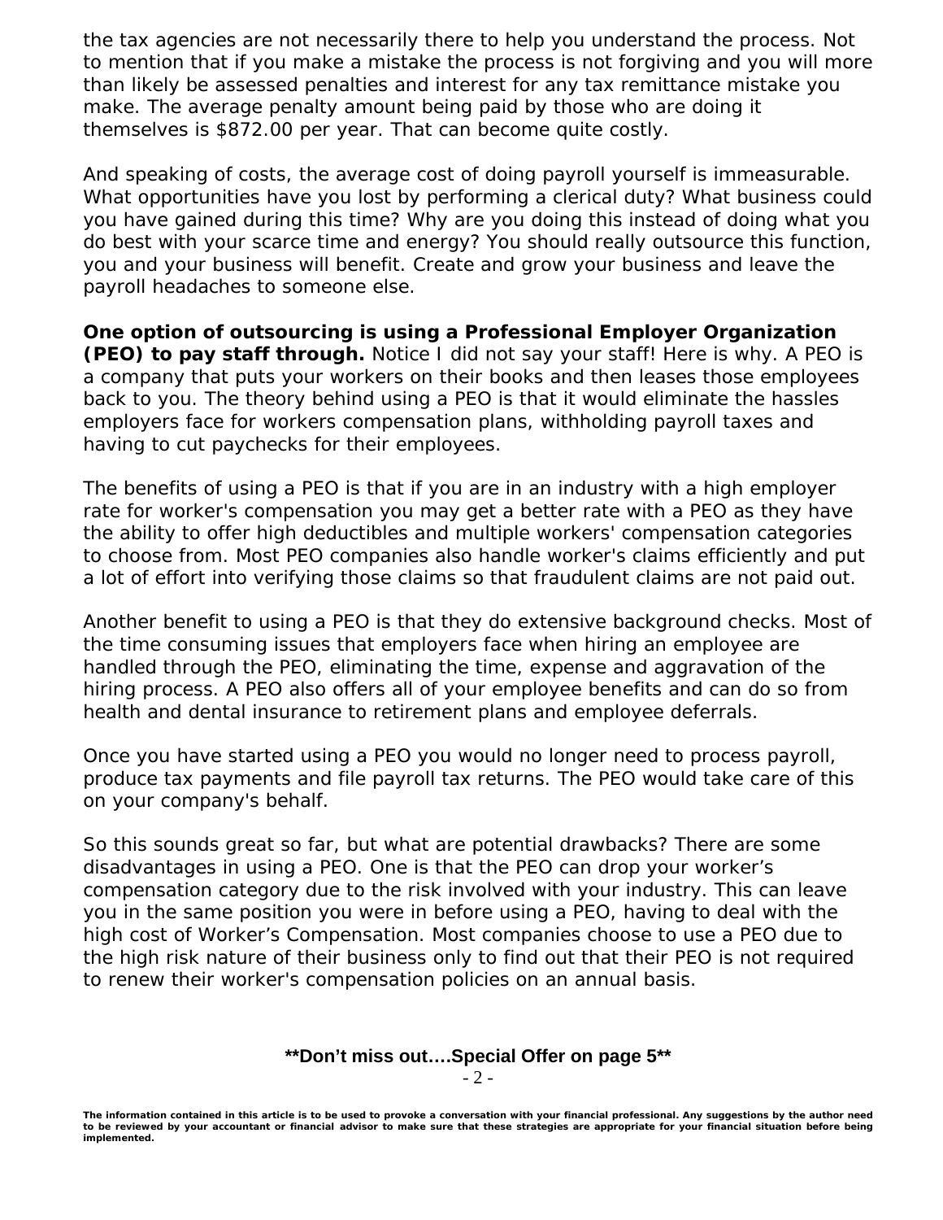the tax agencies are not necessarily there to help you understand the process. Not to mention that if you make a mistake the process is not forgiving and you will more than likely be assessed penalties and interest for any tax remittance mistake you make. The average penalty amount being paid by those who are doing it themselves is $872.00 per year. That can become quite costly.

And speaking of costs, the average cost of doing payroll yourself is immeasurable. What opportunities have you lost by performing a clerical duty? What business could you have gained during this time? Why are you doing this instead of doing what you do best with your scarce time and energy? You should really outsource this function, you and your business will benefit. Create and grow your business and leave the payroll headaches to someone else.

**One option of outsourcing is using a Professional Employer Organization (PEO) to pay staff through.** Notice I did not say your staff! Here is why. A PEO is a company that puts your workers on their books and then leases those employees back to you. The theory behind using a PEO is that it would eliminate the hassles employers face for workers compensation plans, withholding payroll taxes and having to cut paychecks for their employees.

The benefits of using a PEO is that if you are in an industry with a high employer rate for worker's compensation you may get a better rate with a PEO as they have the ability to offer high deductibles and multiple workers' compensation categories to choose from. Most PEO companies also handle worker's claims efficiently and put a lot of effort into verifying those claims so that fraudulent claims are not paid out.

Another benefit to using a PEO is that they do extensive background checks. Most of the time consuming issues that employers face when hiring an employee are handled through the PEO, eliminating the time, expense and aggravation of the hiring process. A PEO also offers all of your employee benefits and can do so from health and dental insurance to retirement plans and employee deferrals.

Once you have started using a PEO you would no longer need to process payroll, produce tax payments and file payroll tax returns. The PEO would take care of this on your company's behalf.

So this sounds great so far, but what are potential drawbacks? There are some disadvantages in using a PEO. One is that the PEO can drop your worker's compensation category due to the risk involved with your industry. This can leave you in the same position you were in before using a PEO, having to deal with the high cost of Worker's Compensation. Most companies choose to use a PEO due to the high risk nature of their business only to find out that their PEO is not required to renew their worker's compensation policies on an annual basis.

**\*\*Don't miss out….Special Offer on page 5\*\***

**The information contained in this article is to be used to provoke a conversation with your financial professional. Any suggestions by the author need to be reviewed by your accountant or financial advisor to make sure that these strategies are appropriate for your financial situation before being implemented.**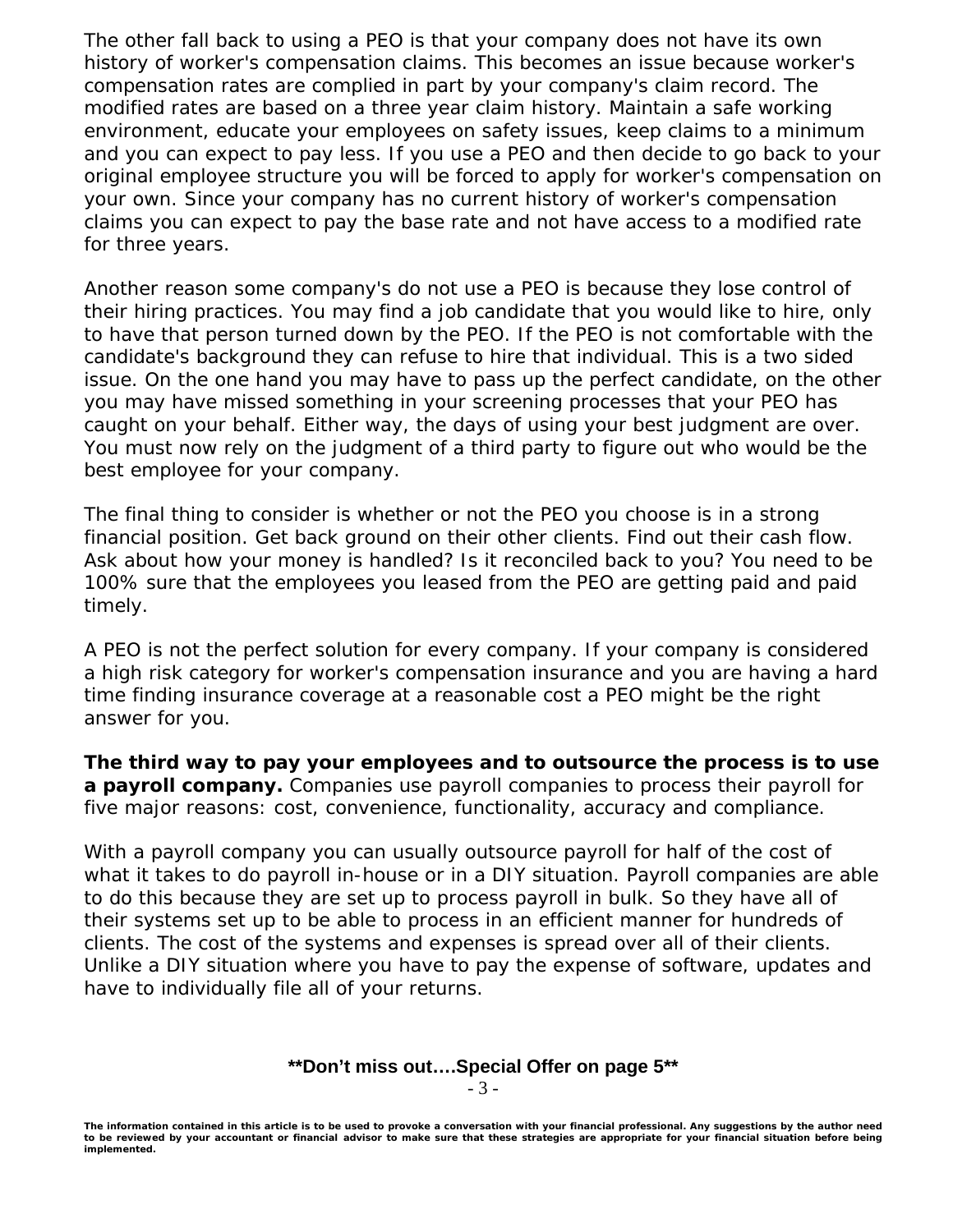The other fall back to using a PEO is that your company does not have its own history of worker's compensation claims. This becomes an issue because worker's compensation rates are complied in part by your company's claim record. The modified rates are based on a three year claim history. Maintain a safe working environment, educate your employees on safety issues, keep claims to a minimum and you can expect to pay less. If you use a PEO and then decide to go back to your original employee structure you will be forced to apply for worker's compensation on your own. Since your company has no current history of worker's compensation claims you can expect to pay the base rate and not have access to a modified rate for three years.

Another reason some company's do not use a PEO is because they lose control of their hiring practices. You may find a job candidate that you would like to hire, only to have that person turned down by the PEO. If the PEO is not comfortable with the candidate's background they can refuse to hire that individual. This is a two sided issue. On the one hand you may have to pass up the perfect candidate, on the other you may have missed something in your screening processes that your PEO has caught on your behalf. Either way, the days of using your best judgment are over. You must now rely on the judgment of a third party to figure out who would be the best employee for your company.

The final thing to consider is whether or not the PEO you choose is in a strong financial position. Get back ground on their other clients. Find out their cash flow. Ask about how your money is handled? Is it reconciled back to you? You need to be 100% sure that the employees you leased from the PEO are getting paid and paid timely.

A PEO is not the perfect solution for every company. If your company is considered a high risk category for worker's compensation insurance and you are having a hard time finding insurance coverage at a reasonable cost a PEO might be the right answer for you.

**The third way to pay your employees and to outsource the process is to use a payroll company.** Companies use payroll companies to process their payroll for five major reasons: cost, convenience, functionality, accuracy and compliance.

With a payroll company you can usually outsource payroll for half of the cost of what it takes to do payroll in-house or in a DIY situation. Payroll companies are able to do this because they are set up to process payroll in bulk. So they have all of their systems set up to be able to process in an efficient manner for hundreds of clients. The cost of the systems and expenses is spread over all of their clients. Unlike a DIY situation where you have to pay the expense of software, updates and have to individually file all of your returns.

**\*\*Don't miss out….Special Offer on page 5\*\***

**The information contained in this article is to be used to provoke a conversation with your financial professional. Any suggestions by the author need to be reviewed by your accountant or financial advisor to make sure that these strategies are appropriate for your financial situation before being implemented.**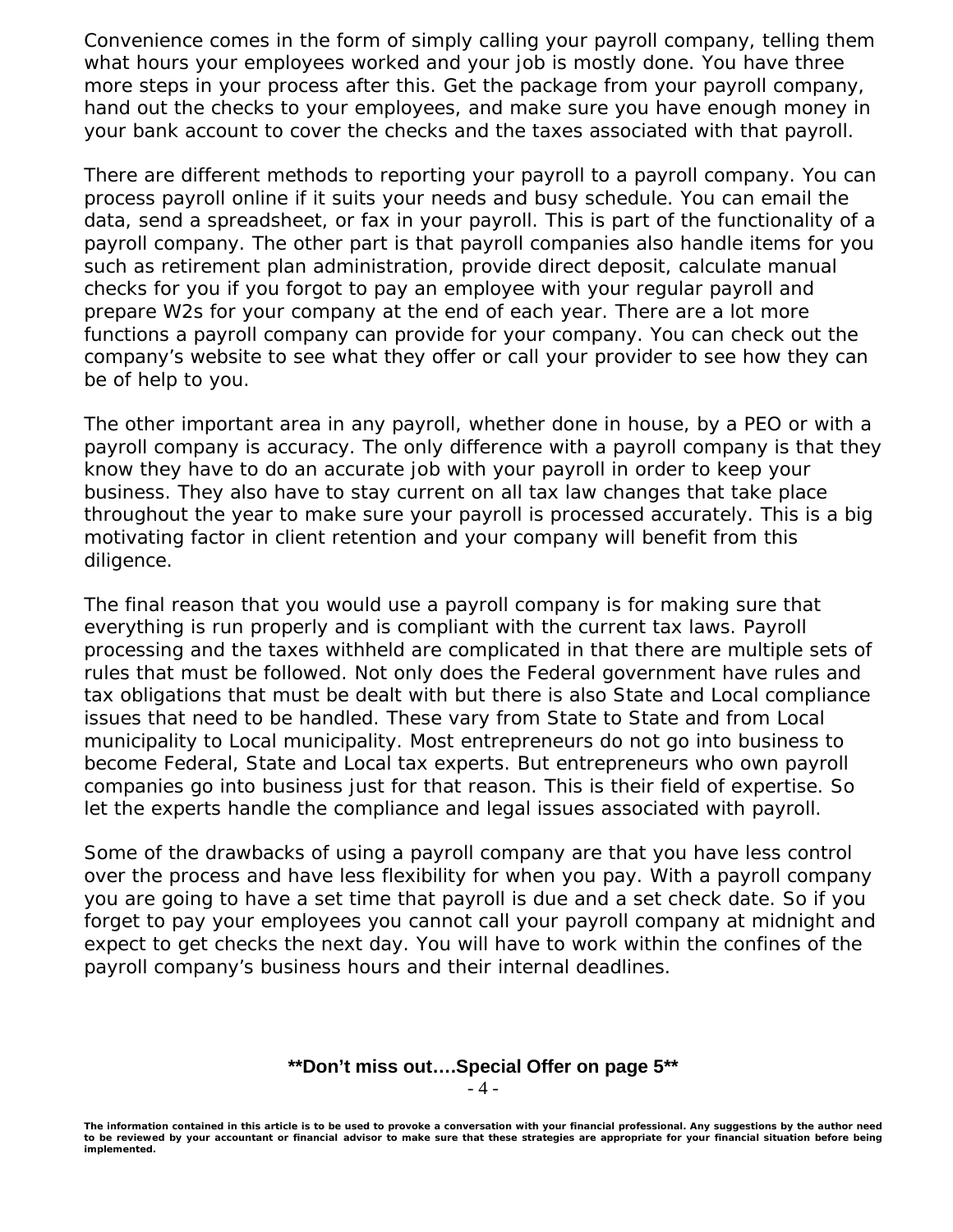Convenience comes in the form of simply calling your payroll company, telling them what hours your employees worked and your job is mostly done. You have three more steps in your process after this. Get the package from your payroll company, hand out the checks to your employees, and make sure you have enough money in your bank account to cover the checks and the taxes associated with that payroll.

There are different methods to reporting your payroll to a payroll company. You can process payroll online if it suits your needs and busy schedule. You can email the data, send a spreadsheet, or fax in your payroll. This is part of the functionality of a payroll company. The other part is that payroll companies also handle items for you such as retirement plan administration, provide direct deposit, calculate manual checks for you if you forgot to pay an employee with your regular payroll and prepare W2s for your company at the end of each year. There are a lot more functions a payroll company can provide for your company. You can check out the company's website to see what they offer or call your provider to see how they can be of help to you.

The other important area in any payroll, whether done in house, by a PEO or with a payroll company is accuracy. The only difference with a payroll company is that they know they have to do an accurate job with your payroll in order to keep your business. They also have to stay current on all tax law changes that take place throughout the year to make sure your payroll is processed accurately. This is a big motivating factor in client retention and your company will benefit from this diligence.

The final reason that you would use a payroll company is for making sure that everything is run properly and is compliant with the current tax laws. Payroll processing and the taxes withheld are complicated in that there are multiple sets of rules that must be followed. Not only does the Federal government have rules and tax obligations that must be dealt with but there is also State and Local compliance issues that need to be handled. These vary from State to State and from Local municipality to Local municipality. Most entrepreneurs do not go into business to become Federal, State and Local tax experts. But entrepreneurs who own payroll companies go into business just for that reason. This is their field of expertise. So let the experts handle the compliance and legal issues associated with payroll.

Some of the drawbacks of using a payroll company are that you have less control over the process and have less flexibility for when you pay. With a payroll company you are going to have a set time that payroll is due and a set check date. So if you forget to pay your employees you cannot call your payroll company at midnight and expect to get checks the next day. You will have to work within the confines of the payroll company's business hours and their internal deadlines.

**Don't miss out….Special Offer on page 5**

**The information contained in this article is to be used to provoke a conversation with your financial professional. Any suggestions by the author need to be reviewed by your accountant or financial advisor to make sure that these strategies are appropriate for your financial situation before being implemented.**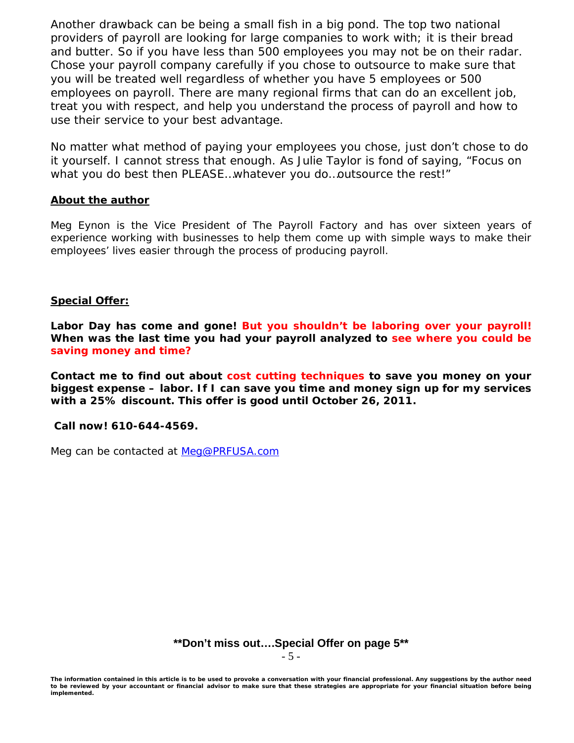Another drawback can be being a small fish in a big pond. The top two national providers of payroll are looking for large companies to work with; it is their bread and butter. So if you have less than 500 employees you may not be on their radar. Chose your payroll company carefully if you chose to outsource to make sure that you will be treated well regardless of whether you have 5 employees or 500 employees on payroll. There are many regional firms that can do an excellent job, treat you with respect, and help you understand the process of payroll and how to use their service to your best advantage.

No matter what method of paying your employees you chose, just don't chose to do it yourself. I cannot stress that enough. As Julie Taylor is fond of saying, "Focus on what you do best then PLEASE…whatever you do…outsource the rest!"

## About the author

Meg Eynon is the Vice President of The Payroll Factory and has over sixteen years of experience working with businesses to help them come up with simple ways to make their employees' lives easier through the process of producing payroll.

## Special Offer:

**Labor Day has come and gone! But you shouldn't be laboring over your payroll! When was the last time you had your payroll analyzed to see where you could be saving money and time?**

**Contact me to find out about cost cutting techniques to save you money on your biggest expense – labor. If I can save you time and money sign up for my services with a 25% discount. This offer is good until October 26, 2011.**

**Call now! 610-644-4569.**

Meg can be contacted at Meg@PRFUSA.com

**\*\*Don't miss out….Special Offer on page 5\*\***

**The information contained in this article is to be used to provoke a conversation with your financial professional. Any suggestions by the author need to be reviewed by your accountant or financial advisor to make sure that these strategies are appropriate for your financial situation before being implemented.**